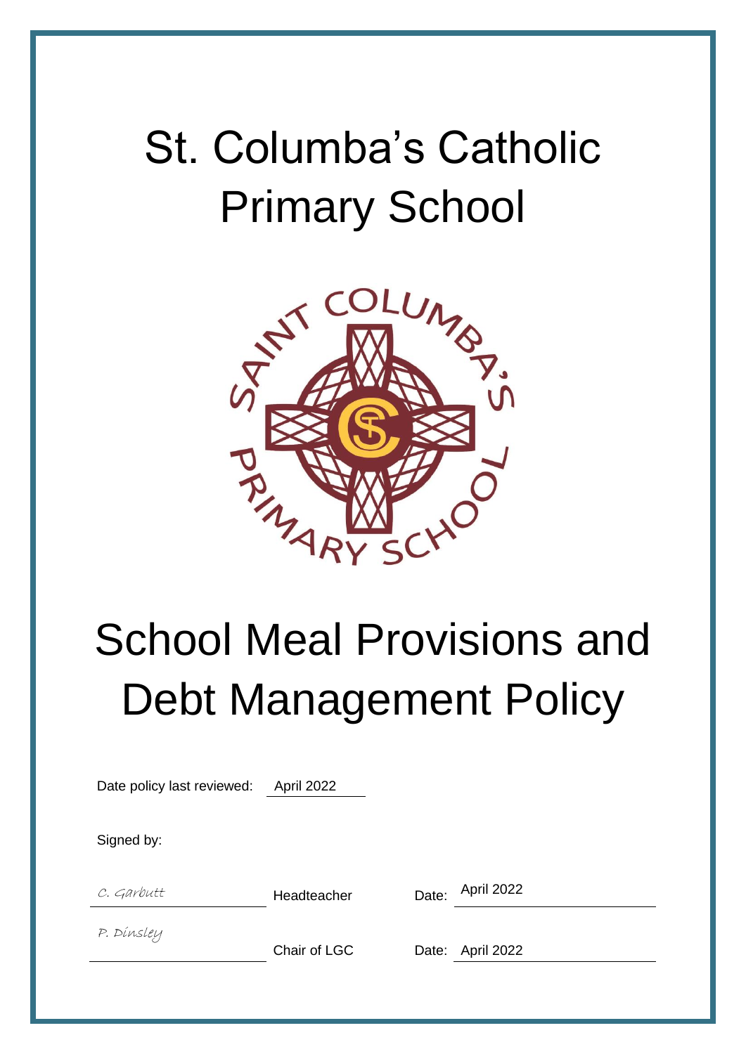# St. Columba's Catholic Primary School

# School Meal Provisions and Debt Management Policy

Date policy last reviewed: April 2022

Signed by:

| | | |
|---|---|---|
| *C. Garbutt* | Headteacher | Date: April 2022 |
| *P. Dinsley* | Chair of LGC | Date: April 2022 |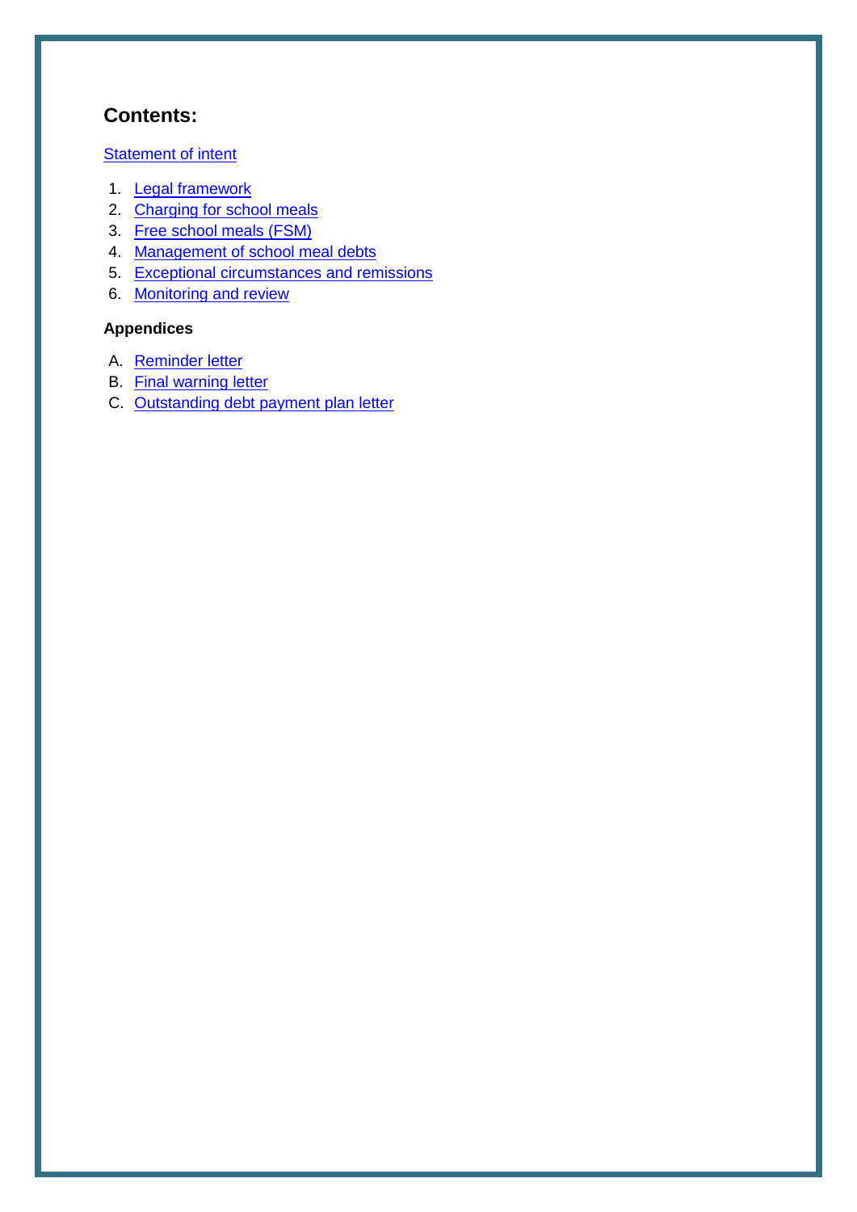## Contents:

Statement of intent

1. Legal framework
2. Charging for school meals
3. Free school meals (FSM)
4. Management of school meal debts
5. Exceptional circumstances and remissions
6. Monitoring and review

**Appendices**

A. Reminder letter
B. Final warning letter
C. Outstanding debt payment plan letter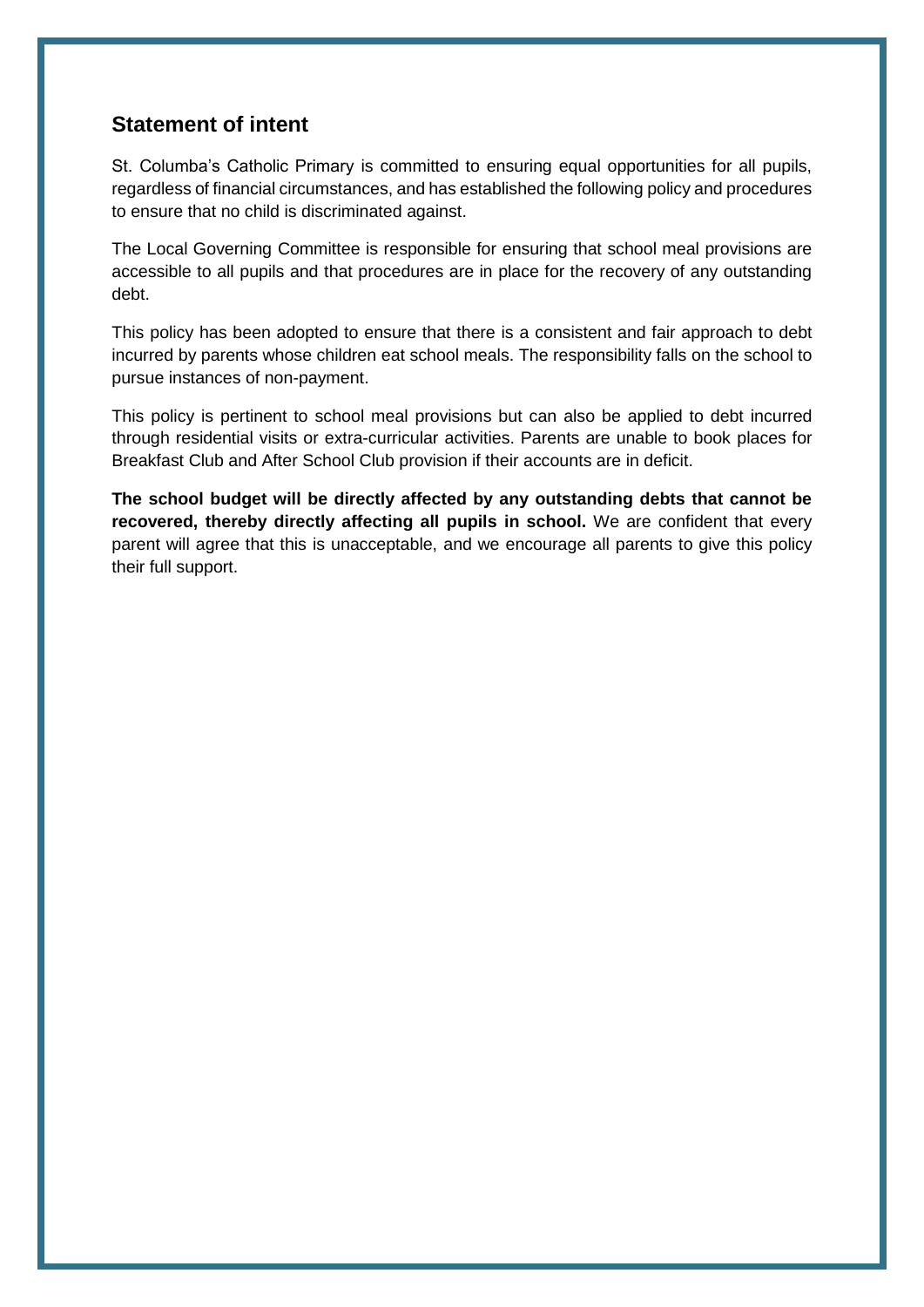## Statement of intent

St. Columba's Catholic Primary is committed to ensuring equal opportunities for all pupils, regardless of financial circumstances, and has established the following policy and procedures to ensure that no child is discriminated against.

The Local Governing Committee is responsible for ensuring that school meal provisions are accessible to all pupils and that procedures are in place for the recovery of any outstanding debt.

This policy has been adopted to ensure that there is a consistent and fair approach to debt incurred by parents whose children eat school meals. The responsibility falls on the school to pursue instances of non-payment.

This policy is pertinent to school meal provisions but can also be applied to debt incurred through residential visits or extra-curricular activities. Parents are unable to book places for Breakfast Club and After School Club provision if their accounts are in deficit.

**The school budget will be directly affected by any outstanding debts that cannot be recovered, thereby directly affecting all pupils in school.** We are confident that every parent will agree that this is unacceptable, and we encourage all parents to give this policy their full support.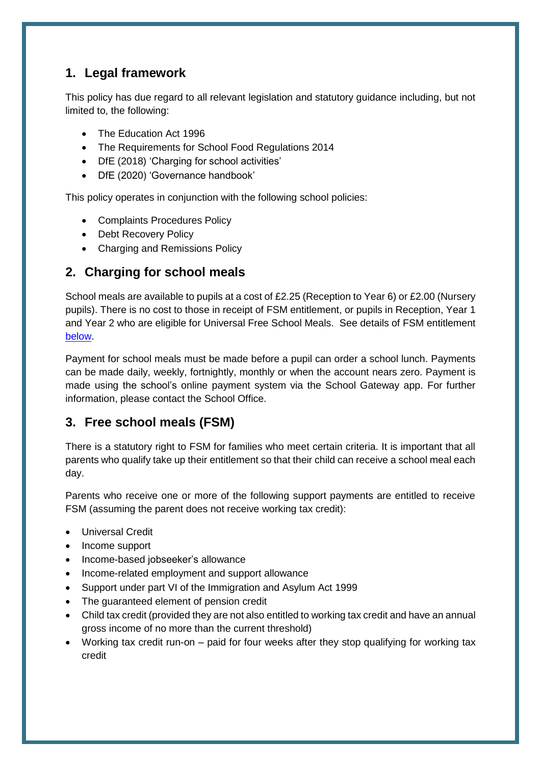## 1. Legal framework

This policy has due regard to all relevant legislation and statutory guidance including, but not limited to, the following:

- The Education Act 1996
- The Requirements for School Food Regulations 2014
- DfE (2018) 'Charging for school activities'
- DfE (2020) 'Governance handbook'

This policy operates in conjunction with the following school policies:

- Complaints Procedures Policy
- Debt Recovery Policy
- Charging and Remissions Policy

## 2. Charging for school meals

School meals are available to pupils at a cost of £2.25 (Reception to Year 6) or £2.00 (Nursery pupils). There is no cost to those in receipt of FSM entitlement, or pupils in Reception, Year 1 and Year 2 who are eligible for Universal Free School Meals. See details of FSM entitlement below.

Payment for school meals must be made before a pupil can order a school lunch. Payments can be made daily, weekly, fortnightly, monthly or when the account nears zero. Payment is made using the school's online payment system via the School Gateway app. For further information, please contact the School Office.

## 3. Free school meals (FSM)

There is a statutory right to FSM for families who meet certain criteria. It is important that all parents who qualify take up their entitlement so that their child can receive a school meal each day.

Parents who receive one or more of the following support payments are entitled to receive FSM (assuming the parent does not receive working tax credit):

- Universal Credit
- Income support
- Income-based jobseeker's allowance
- Income-related employment and support allowance
- Support under part VI of the Immigration and Asylum Act 1999
- The guaranteed element of pension credit
- Child tax credit (provided they are not also entitled to working tax credit and have an annual gross income of no more than the current threshold)
- Working tax credit run-on – paid for four weeks after they stop qualifying for working tax credit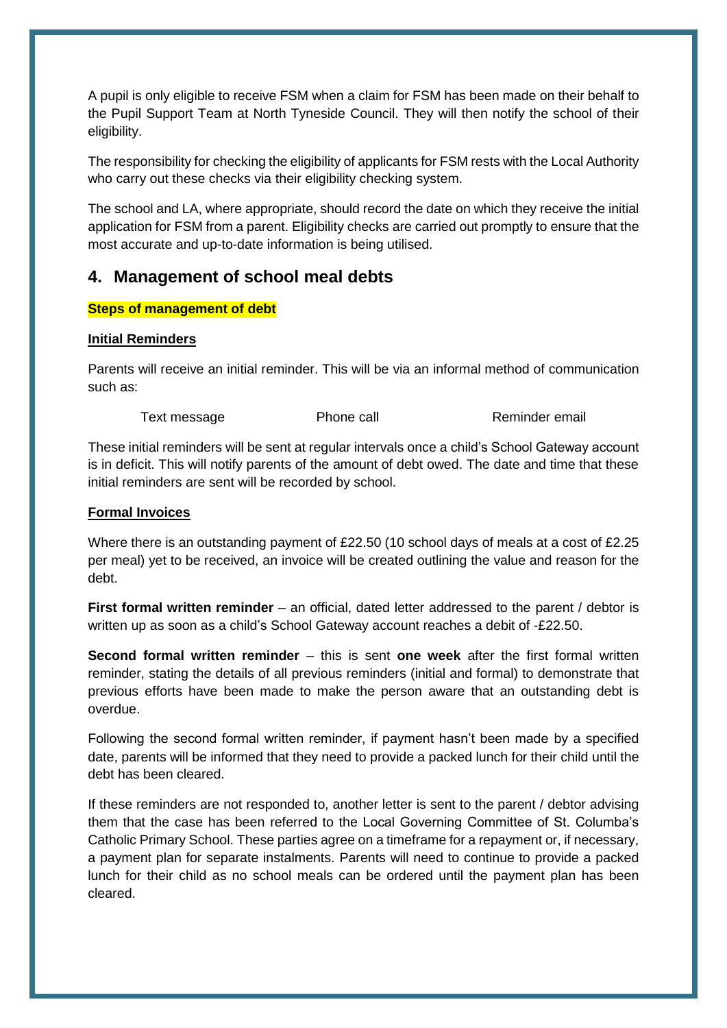A pupil is only eligible to receive FSM when a claim for FSM has been made on their behalf to the Pupil Support Team at North Tyneside Council. They will then notify the school of their eligibility.

The responsibility for checking the eligibility of applicants for FSM rests with the Local Authority who carry out these checks via their eligibility checking system.

The school and LA, where appropriate, should record the date on which they receive the initial application for FSM from a parent. Eligibility checks are carried out promptly to ensure that the most accurate and up-to-date information is being utilised.

## 4. Management of school meal debts

**Steps of management of debt**

**Initial Reminders**

Parents will receive an initial reminder. This will be via an informal method of communication such as:

- Text message
- Phone call
- Reminder email

These initial reminders will be sent at regular intervals once a child's School Gateway account is in deficit. This will notify parents of the amount of debt owed. The date and time that these initial reminders are sent will be recorded by school.

**Formal Invoices**

Where there is an outstanding payment of £22.50 (10 school days of meals at a cost of £2.25 per meal) yet to be received, an invoice will be created outlining the value and reason for the debt.

**First formal written reminder** – an official, dated letter addressed to the parent / debtor is written up as soon as a child's School Gateway account reaches a debit of -£22.50.

**Second formal written reminder** – this is sent **one week** after the first formal written reminder, stating the details of all previous reminders (initial and formal) to demonstrate that previous efforts have been made to make the person aware that an outstanding debt is overdue.

Following the second formal written reminder, if payment hasn't been made by a specified date, parents will be informed that they need to provide a packed lunch for their child until the debt has been cleared.

If these reminders are not responded to, another letter is sent to the parent / debtor advising them that the case has been referred to the Local Governing Committee of St. Columba's Catholic Primary School. These parties agree on a timeframe for a repayment or, if necessary, a payment plan for separate instalments. Parents will need to continue to provide a packed lunch for their child as no school meals can be ordered until the payment plan has been cleared.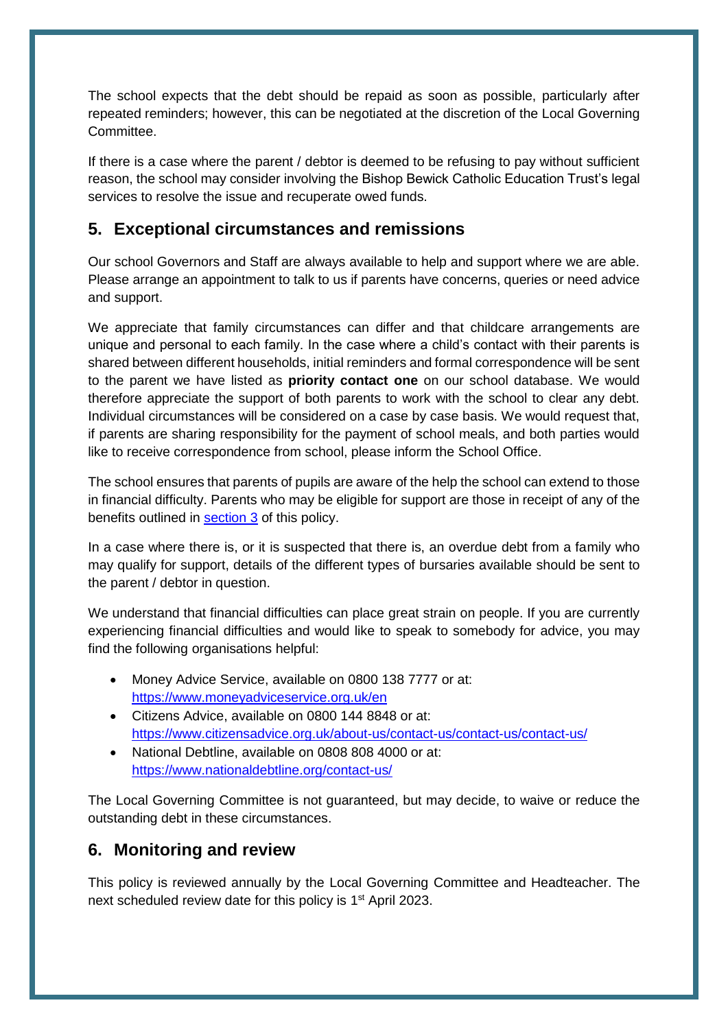The school expects that the debt should be repaid as soon as possible, particularly after repeated reminders; however, this can be negotiated at the discretion of the Local Governing Committee.

If there is a case where the parent / debtor is deemed to be refusing to pay without sufficient reason, the school may consider involving the Bishop Bewick Catholic Education Trust's legal services to resolve the issue and recuperate owed funds.

## 5. Exceptional circumstances and remissions

Our school Governors and Staff are always available to help and support where we are able. Please arrange an appointment to talk to us if parents have concerns, queries or need advice and support.

We appreciate that family circumstances can differ and that childcare arrangements are unique and personal to each family. In the case where a child's contact with their parents is shared between different households, initial reminders and formal correspondence will be sent to the parent we have listed as **priority contact one** on our school database. We would therefore appreciate the support of both parents to work with the school to clear any debt. Individual circumstances will be considered on a case by case basis. We would request that, if parents are sharing responsibility for the payment of school meals, and both parties would like to receive correspondence from school, please inform the School Office.

The school ensures that parents of pupils are aware of the help the school can extend to those in financial difficulty. Parents who may be eligible for support are those in receipt of any of the benefits outlined in [section 3](#) of this policy.

In a case where there is, or it is suspected that there is, an overdue debt from a family who may qualify for support, details of the different types of bursaries available should be sent to the parent / debtor in question.

We understand that financial difficulties can place great strain on people. If you are currently experiencing financial difficulties and would like to speak to somebody for advice, you may find the following organisations helpful:

- Money Advice Service, available on 0800 138 7777 or at: https://www.moneyadviceservice.org.uk/en
- Citizens Advice, available on 0800 144 8848 or at: https://www.citizensadvice.org.uk/about-us/contact-us/contact-us/
- National Debtline, available on 0808 808 4000 or at: https://www.nationaldebtline.org/contact-us/

The Local Governing Committee is not guaranteed, but may decide, to waive or reduce the outstanding debt in these circumstances.

## 6. Monitoring and review

This policy is reviewed annually by the Local Governing Committee and Headteacher. The next scheduled review date for this policy is 1st April 2023.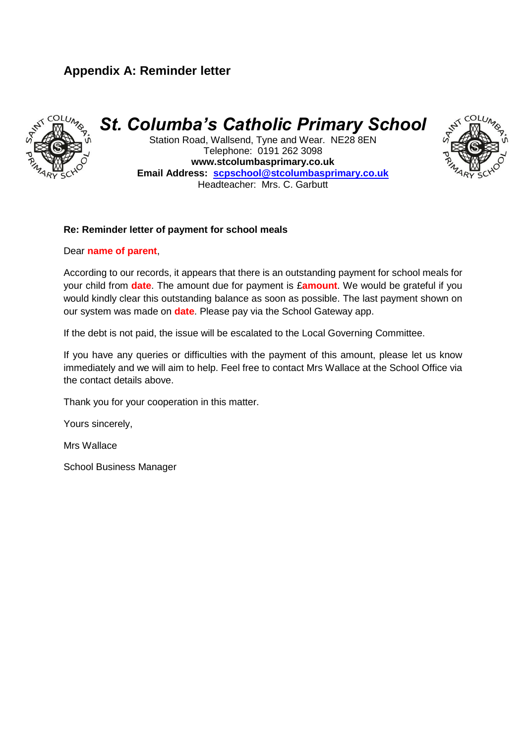## Appendix A: Reminder letter

# *St. Columba's Catholic Primary School*

Station Road, Wallsend, Tyne and Wear. NE28 8EN
Telephone: 0191 262 3098
**www.stcolumbasprimary.co.uk**
**Email Address: scpschool@stcolumbasprimary.co.uk**
Headteacher: Mrs. C. Garbutt

**Re: Reminder letter of payment for school meals**

Dear **name of parent**,

According to our records, it appears that there is an outstanding payment for school meals for your child from **date**. The amount due for payment is £**amount**. We would be grateful if you would kindly clear this outstanding balance as soon as possible. The last payment shown on our system was made on **date**. Please pay via the School Gateway app.

If the debt is not paid, the issue will be escalated to the Local Governing Committee.

If you have any queries or difficulties with the payment of this amount, please let us know immediately and we will aim to help. Feel free to contact Mrs Wallace at the School Office via the contact details above.

Thank you for your cooperation in this matter.

Yours sincerely,

Mrs Wallace

School Business Manager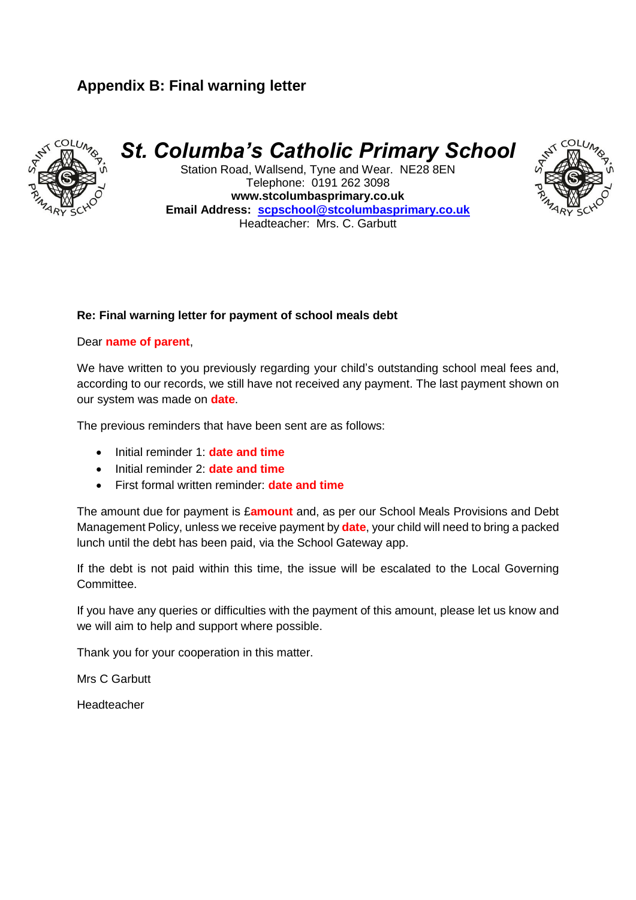## Appendix B: Final warning letter

# *St. Columba's Catholic Primary School*

Station Road, Wallsend, Tyne and Wear. NE28 8EN
Telephone: 0191 262 3098
**www.stcolumbasprimary.co.uk**
**Email Address: scpschool@stcolumbasprimary.co.uk**
Headteacher: Mrs. C. Garbutt

**Re: Final warning letter for payment of school meals debt**

Dear **name of parent**,

We have written to you previously regarding your child's outstanding school meal fees and, according to our records, we still have not received any payment. The last payment shown on our system was made on **date**.

The previous reminders that have been sent are as follows:

- Initial reminder 1: **date and time**
- Initial reminder 2: **date and time**
- First formal written reminder: **date and time**

The amount due for payment is £**amount** and, as per our School Meals Provisions and Debt Management Policy, unless we receive payment by **date**, your child will need to bring a packed lunch until the debt has been paid, via the School Gateway app.

If the debt is not paid within this time, the issue will be escalated to the Local Governing Committee.

If you have any queries or difficulties with the payment of this amount, please let us know and we will aim to help and support where possible.

Thank you for your cooperation in this matter.

Mrs C Garbutt

Headteacher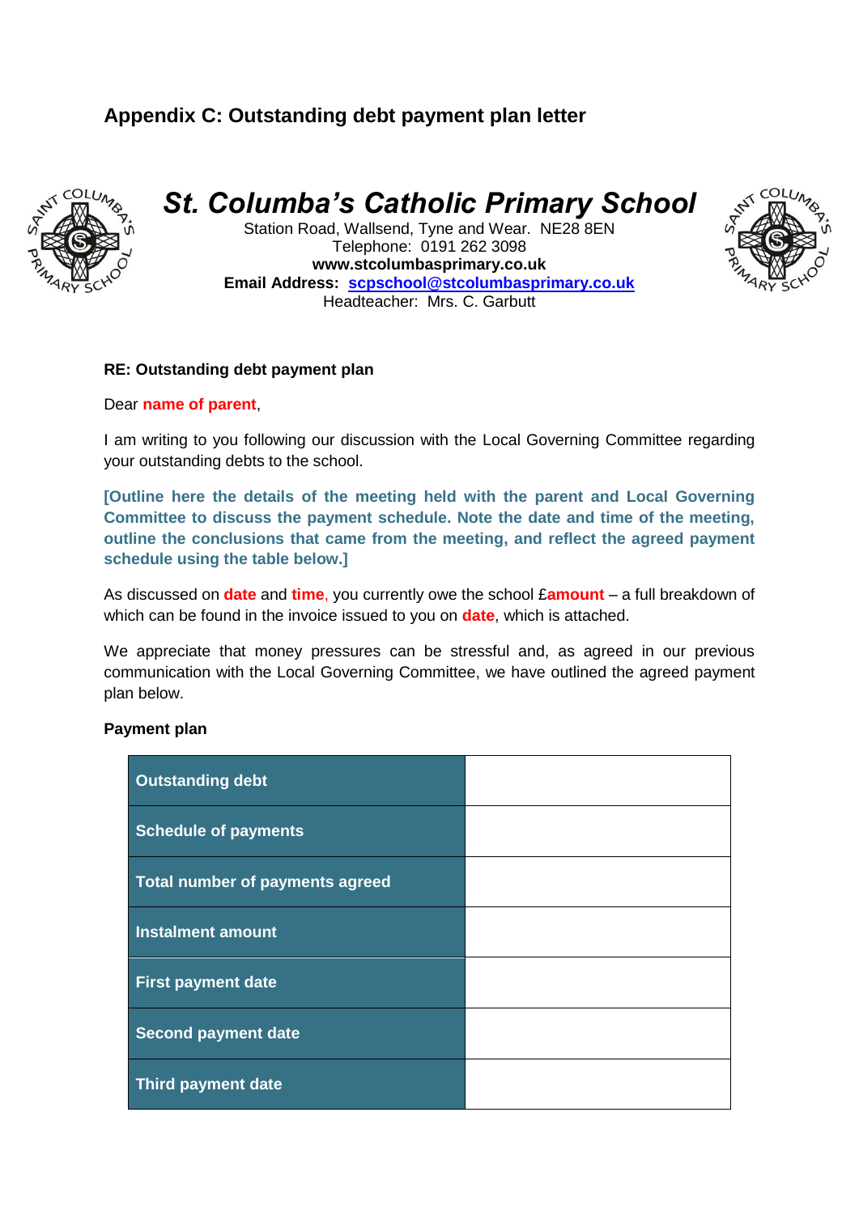## Appendix C: Outstanding debt payment plan letter

# *St. Columba's Catholic Primary School*

Station Road, Wallsend, Tyne and Wear. NE28 8EN
Telephone: 0191 262 3098
**www.stcolumbasprimary.co.uk**
**Email Address: scpschool@stcolumbasprimary.co.uk**
Headteacher: Mrs. C. Garbutt

**RE: Outstanding debt payment plan**

Dear **name of parent**,

I am writing to you following our discussion with the Local Governing Committee regarding your outstanding debts to the school.

**[Outline here the details of the meeting held with the parent and Local Governing Committee to discuss the payment schedule. Note the date and time of the meeting, outline the conclusions that came from the meeting, and reflect the agreed payment schedule using the table below.]**

As discussed on **date** and **time**, you currently owe the school £**amount** – a full breakdown of which can be found in the invoice issued to you on **date**, which is attached.

We appreciate that money pressures can be stressful and, as agreed in our previous communication with the Local Governing Committee, we have outlined the agreed payment plan below.

**Payment plan**

| | |
|---|---|
| **Outstanding debt** | |
| **Schedule of payments** | |
| **Total number of payments agreed** | |
| **Instalment amount** | |
| **First payment date** | |
| **Second payment date** | |
| **Third payment date** | |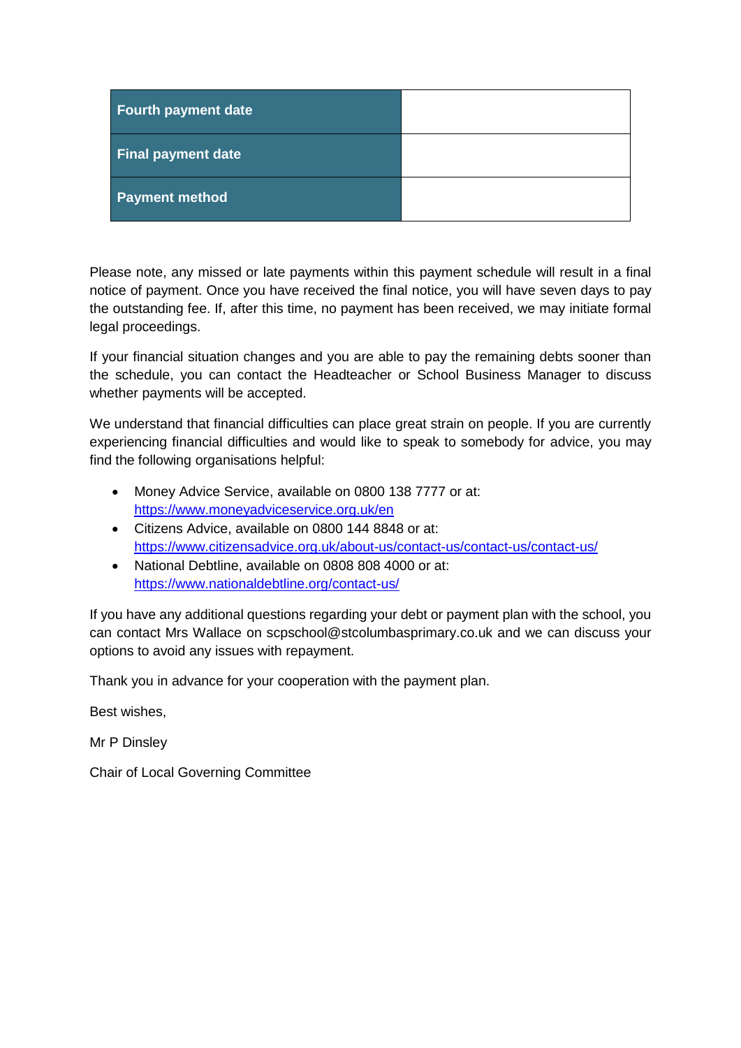| | |
|---|---|
| **Fourth payment date** | |
| **Final payment date** | |
| **Payment method** | |

Please note, any missed or late payments within this payment schedule will result in a final notice of payment. Once you have received the final notice, you will have seven days to pay the outstanding fee. If, after this time, no payment has been received, we may initiate formal legal proceedings.

If your financial situation changes and you are able to pay the remaining debts sooner than the schedule, you can contact the Headteacher or School Business Manager to discuss whether payments will be accepted.

We understand that financial difficulties can place great strain on people. If you are currently experiencing financial difficulties and would like to speak to somebody for advice, you may find the following organisations helpful:

- Money Advice Service, available on 0800 138 7777 or at: https://www.moneyadviceservice.org.uk/en
- Citizens Advice, available on 0800 144 8848 or at: https://www.citizensadvice.org.uk/about-us/contact-us/contact-us/
- National Debtline, available on 0808 808 4000 or at: https://www.nationaldebtline.org/contact-us/

If you have any additional questions regarding your debt or payment plan with the school, you can contact Mrs Wallace on scpschool@stcolumbasprimary.co.uk and we can discuss your options to avoid any issues with repayment.

Thank you in advance for your cooperation with the payment plan.

Best wishes,

Mr P Dinsley

Chair of Local Governing Committee